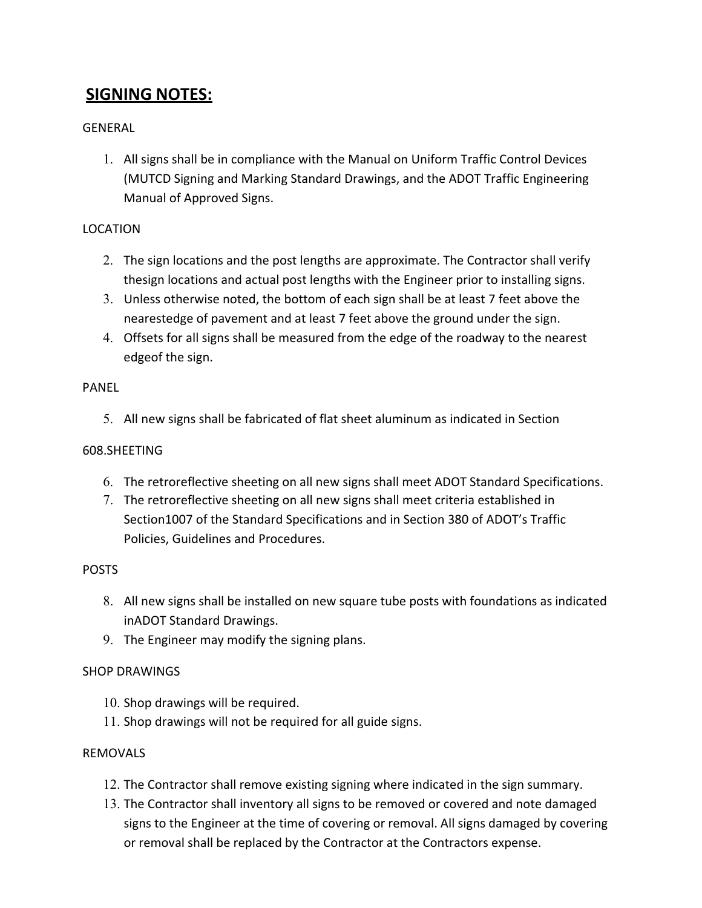## SIGNING NOTES:

GENERAL

1. All signs shall be in compliance with the Manual on Uniform Traffic Control Devices (MUTCD Signing and Marking Standard Drawings, and the ADOT Traffic Engineering Manual of Approved Signs.

LOCATION

2. The sign locations and the post lengths are approximate. The Contractor shall verify thesign locations and actual post lengths with the Engineer prior to installing signs.
3. Unless otherwise noted, the bottom of each sign shall be at least 7 feet above the nearestedge of pavement and at least 7 feet above the ground under the sign.
4. Offsets for all signs shall be measured from the edge of the roadway to the nearest edgeof the sign.

PANEL

5. All new signs shall be fabricated of flat sheet aluminum as indicated in Section

608.SHEETING

6. The retroreflective sheeting on all new signs shall meet ADOT Standard Specifications.
7. The retroreflective sheeting on all new signs shall meet criteria established in Section1007 of the Standard Specifications and in Section 380 of ADOT's Traffic Policies, Guidelines and Procedures.

POSTS

8. All new signs shall be installed on new square tube posts with foundations as indicated inADOT Standard Drawings.
9. The Engineer may modify the signing plans.

SHOP DRAWINGS

10. Shop drawings will be required.
11. Shop drawings will not be required for all guide signs.

REMOVALS

12. The Contractor shall remove existing signing where indicated in the sign summary.
13. The Contractor shall inventory all signs to be removed or covered and note damaged signs to the Engineer at the time of covering or removal. All signs damaged by covering or removal shall be replaced by the Contractor at the Contractors expense.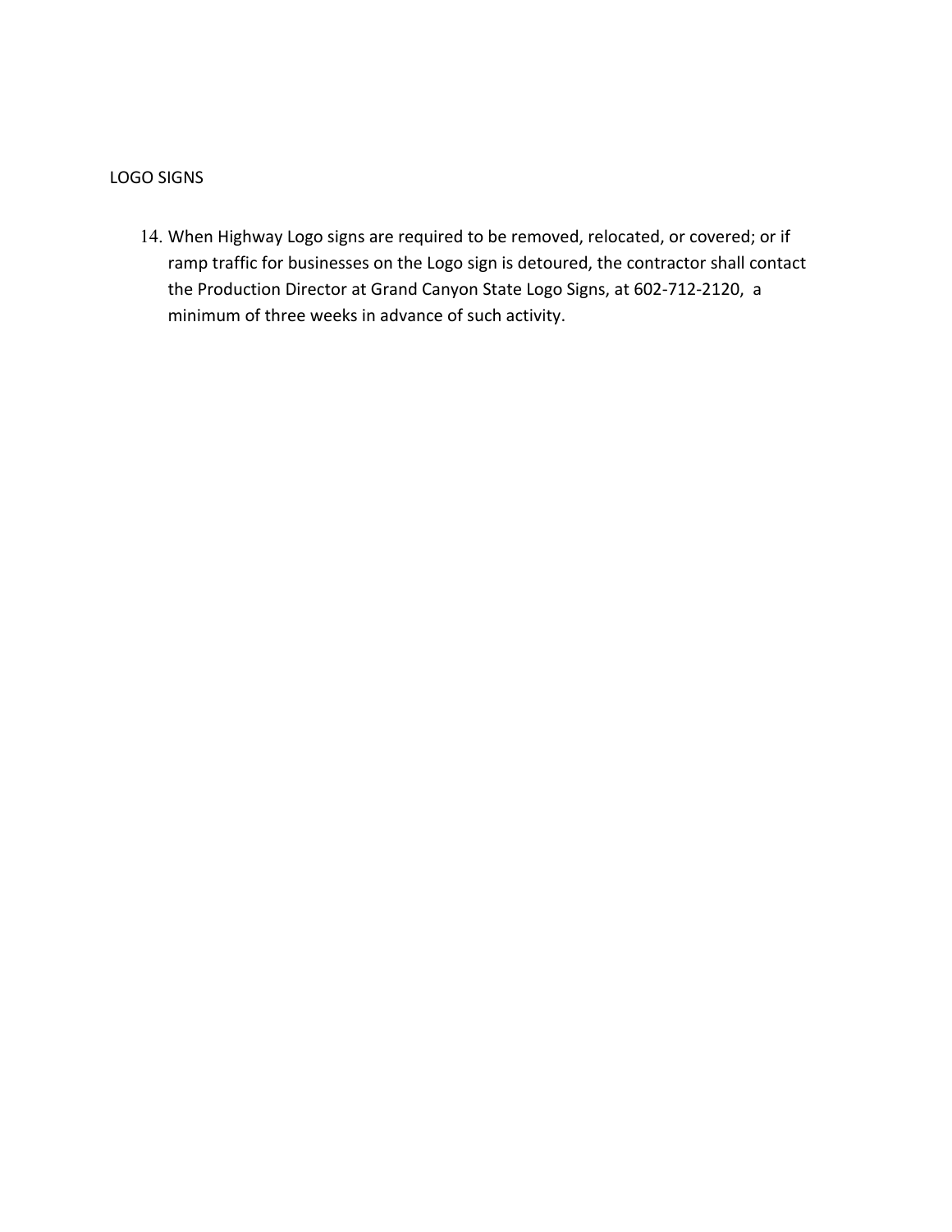LOGO SIGNS

14. When Highway Logo signs are required to be removed, relocated, or covered; or if ramp traffic for businesses on the Logo sign is detoured, the contractor shall contact the Production Director at Grand Canyon State Logo Signs, at 602-712-2120, a minimum of three weeks in advance of such activity.